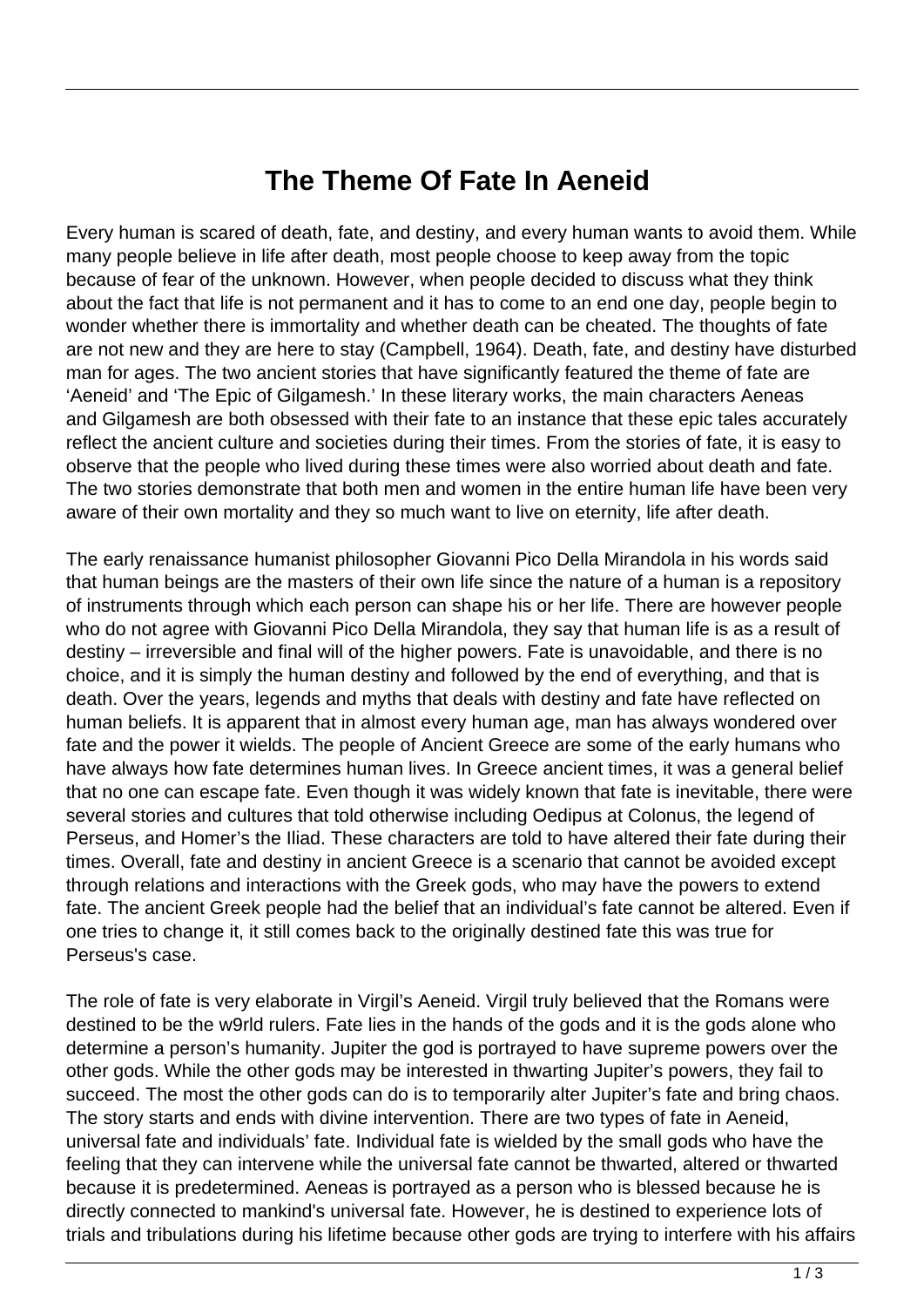# The Theme Of Fate In Aeneid

Every human is scared of death, fate, and destiny, and every human wants to avoid them. While many people believe in life after death, most people choose to keep away from the topic because of fear of the unknown. However, when people decided to discuss what they think about the fact that life is not permanent and it has to come to an end one day, people begin to wonder whether there is immortality and whether death can be cheated. The thoughts of fate are not new and they are here to stay (Campbell, 1964). Death, fate, and destiny have disturbed man for ages. The two ancient stories that have significantly featured the theme of fate are 'Aeneid' and 'The Epic of Gilgamesh.' In these literary works, the main characters Aeneas and Gilgamesh are both obsessed with their fate to an instance that these epic tales accurately reflect the ancient culture and societies during their times. From the stories of fate, it is easy to observe that the people who lived during these times were also worried about death and fate. The two stories demonstrate that both men and women in the entire human life have been very aware of their own mortality and they so much want to live on eternity, life after death.

The early renaissance humanist philosopher Giovanni Pico Della Mirandola in his words said that human beings are the masters of their own life since the nature of a human is a repository of instruments through which each person can shape his or her life. There are however people who do not agree with Giovanni Pico Della Mirandola, they say that human life is as a result of destiny – irreversible and final will of the higher powers. Fate is unavoidable, and there is no choice, and it is simply the human destiny and followed by the end of everything, and that is death. Over the years, legends and myths that deals with destiny and fate have reflected on human beliefs. It is apparent that in almost every human age, man has always wondered over fate and the power it wields. The people of Ancient Greece are some of the early humans who have always how fate determines human lives. In Greece ancient times, it was a general belief that no one can escape fate. Even though it was widely known that fate is inevitable, there were several stories and cultures that told otherwise including Oedipus at Colonus, the legend of Perseus, and Homer's the Iliad. These characters are told to have altered their fate during their times. Overall, fate and destiny in ancient Greece is a scenario that cannot be avoided except through relations and interactions with the Greek gods, who may have the powers to extend fate. The ancient Greek people had the belief that an individual's fate cannot be altered. Even if one tries to change it, it still comes back to the originally destined fate this was true for Perseus's case.

The role of fate is very elaborate in Virgil's Aeneid. Virgil truly believed that the Romans were destined to be the w9rld rulers. Fate lies in the hands of the gods and it is the gods alone who determine a person's humanity. Jupiter the god is portrayed to have supreme powers over the other gods. While the other gods may be interested in thwarting Jupiter's powers, they fail to succeed. The most the other gods can do is to temporarily alter Jupiter's fate and bring chaos. The story starts and ends with divine intervention. There are two types of fate in Aeneid, universal fate and individuals' fate. Individual fate is wielded by the small gods who have the feeling that they can intervene while the universal fate cannot be thwarted, altered or thwarted because it is predetermined. Aeneas is portrayed as a person who is blessed because he is directly connected to mankind's universal fate. However, he is destined to experience lots of trials and tribulations during his lifetime because other gods are trying to interfere with his affairs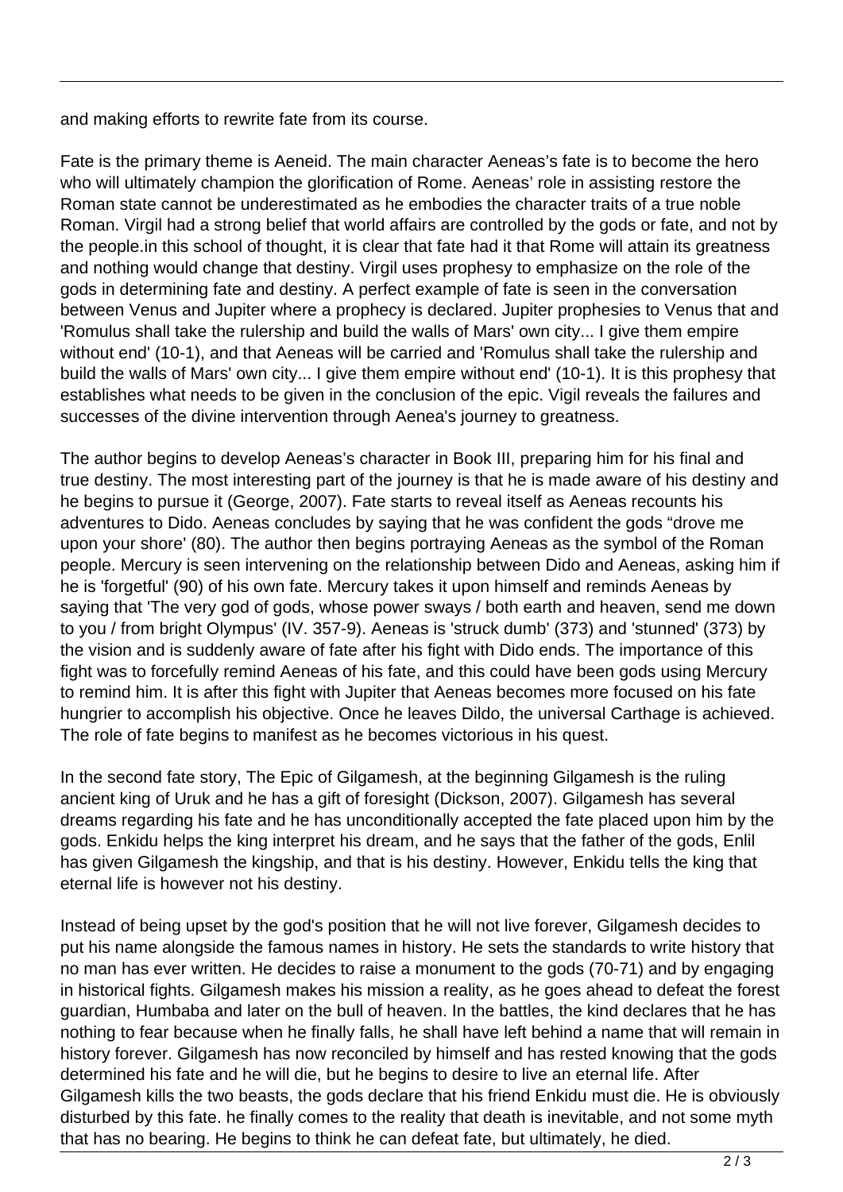and making efforts to rewrite fate from its course.

Fate is the primary theme is Aeneid. The main character Aeneas's fate is to become the hero who will ultimately champion the glorification of Rome. Aeneas' role in assisting restore the Roman state cannot be underestimated as he embodies the character traits of a true noble Roman. Virgil had a strong belief that world affairs are controlled by the gods or fate, and not by the people.in this school of thought, it is clear that fate had it that Rome will attain its greatness and nothing would change that destiny. Virgil uses prophesy to emphasize on the role of the gods in determining fate and destiny. A perfect example of fate is seen in the conversation between Venus and Jupiter where a prophecy is declared. Jupiter prophesies to Venus that and 'Romulus shall take the rulership and build the walls of Mars' own city... I give them empire without end' (10-1), and that Aeneas will be carried and 'Romulus shall take the rulership and build the walls of Mars' own city... I give them empire without end' (10-1). It is this prophesy that establishes what needs to be given in the conclusion of the epic. Vigil reveals the failures and successes of the divine intervention through Aenea's journey to greatness.

The author begins to develop Aeneas's character in Book III, preparing him for his final and true destiny. The most interesting part of the journey is that he is made aware of his destiny and he begins to pursue it (George, 2007). Fate starts to reveal itself as Aeneas recounts his adventures to Dido. Aeneas concludes by saying that he was confident the gods "drove me upon your shore' (80). The author then begins portraying Aeneas as the symbol of the Roman people. Mercury is seen intervening on the relationship between Dido and Aeneas, asking him if he is 'forgetful' (90) of his own fate. Mercury takes it upon himself and reminds Aeneas by saying that 'The very god of gods, whose power sways / both earth and heaven, send me down to you / from bright Olympus' (IV. 357-9). Aeneas is 'struck dumb' (373) and 'stunned' (373) by the vision and is suddenly aware of fate after his fight with Dido ends. The importance of this fight was to forcefully remind Aeneas of his fate, and this could have been gods using Mercury to remind him. It is after this fight with Jupiter that Aeneas becomes more focused on his fate hungrier to accomplish his objective. Once he leaves Dildo, the universal Carthage is achieved. The role of fate begins to manifest as he becomes victorious in his quest.

In the second fate story, The Epic of Gilgamesh, at the beginning Gilgamesh is the ruling ancient king of Uruk and he has a gift of foresight (Dickson, 2007). Gilgamesh has several dreams regarding his fate and he has unconditionally accepted the fate placed upon him by the gods. Enkidu helps the king interpret his dream, and he says that the father of the gods, Enlil has given Gilgamesh the kingship, and that is his destiny. However, Enkidu tells the king that eternal life is however not his destiny.

Instead of being upset by the god's position that he will not live forever, Gilgamesh decides to put his name alongside the famous names in history. He sets the standards to write history that no man has ever written. He decides to raise a monument to the gods (70-71) and by engaging in historical fights. Gilgamesh makes his mission a reality, as he goes ahead to defeat the forest guardian, Humbaba and later on the bull of heaven. In the battles, the kind declares that he has nothing to fear because when he finally falls, he shall have left behind a name that will remain in history forever. Gilgamesh has now reconciled by himself and has rested knowing that the gods determined his fate and he will die, but he begins to desire to live an eternal life. After Gilgamesh kills the two beasts, the gods declare that his friend Enkidu must die. He is obviously disturbed by this fate. he finally comes to the reality that death is inevitable, and not some myth that has no bearing. He begins to think he can defeat fate, but ultimately, he died.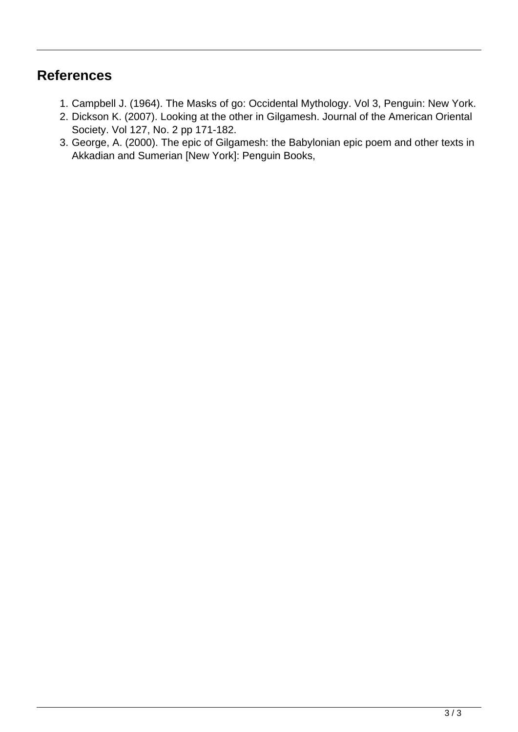## References

1. Campbell J. (1964). The Masks of go: Occidental Mythology. Vol 3, Penguin: New York.
2. Dickson K. (2007). Looking at the other in Gilgamesh. Journal of the American Oriental Society. Vol 127, No. 2 pp 171-182.
3. George, A. (2000). The epic of Gilgamesh: the Babylonian epic poem and other texts in Akkadian and Sumerian [New York]: Penguin Books,